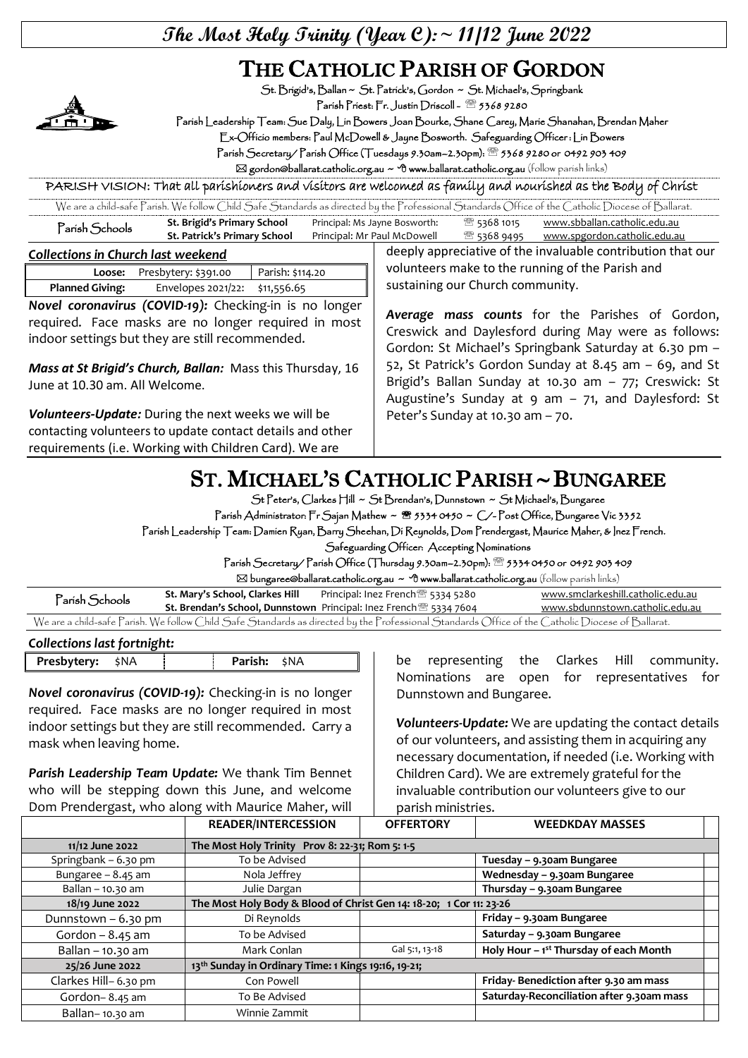# The Most Holy Trinity (Year C): ~ 11/12 June 2022

# THE CATHOLIC PARISH OF GORDON

St. Brigid's, Ballan ~ St. Patrick's, Gordon ~ St. Michael's, Springbank

Parish Priest: Fr. Justin Driscoll - ☏ 5368 9280

Parish Leadership Team: Sue Daly, Lin Bowers Joan Bourke, Shane Carey, Marie Shanahan, Brendan Maher

Ex-Officio members: Paul McDowell & Jayne Bosworth. Safeguarding Officer : Lin Bowers

Parish Secretary/ Parish Office (Tuesdays 9.30am–2.30pm): ☏ 5368 9280 or 0492 903 409

✉ gordon@ballarat.catholic.org.au ~ www.ballarat.catholic.org.au (follow parish links)

PARISH VISION: That all parishioners and visitors are welcomed as family and nourished as the Body of Christ

We are a child-safe Parish. We follow Child Safe Standards as directed by the Professional Standards Office of the Catholic Diocese of Ballarat.

| Parish Schools | | | | |
|---|---|---|---|---|
| | **St. Brigid's Primary School** | Principal: Ms Jayne Bosworth: | ☏ 5368 1015 | www.sbballan.catholic.edu.au |
| | **St. Patrick's Primary School** | Principal: Mr Paul McDowell | ☏ 5368 9495 | www.spgordon.catholic.edu.au |

***Collections in Church last weekend***

| **Loose:** | Presbytery: $391.00 | Parish: $114.20 |
|---|---|---|
| **Planned Giving:** | Envelopes 2021/22: | $11,556.65 |

***Novel coronavirus (COVID-19):*** Checking-in is no longer required. Face masks are no longer required in most indoor settings but they are still recommended.

***Mass at St Brigid's Church, Ballan:*** Mass this Thursday, 16 June at 10.30 am. All Welcome.

***Volunteers-Update:*** During the next weeks we will be contacting volunteers to update contact details and other requirements (i.e. Working with Children Card). We are deeply appreciative of the invaluable contribution that our volunteers make to the running of the Parish and sustaining our Church community.

***Average mass counts*** for the Parishes of Gordon, Creswick and Daylesford during May were as follows: Gordon: St Michael's Springbank Saturday at 6.30 pm – 52, St Patrick's Gordon Sunday at 8.45 am – 69, and St Brigid's Ballan Sunday at 10.30 am – 77; Creswick: St Augustine's Sunday at 9 am – 71, and Daylesford: St Peter's Sunday at 10.30 am – 70.

# ST. MICHAEL'S CATHOLIC PARISH ~ BUNGAREE

St Peter's, Clarkes Hill ~ St Brendan's, Dunnstown ~ St Michael's, Bungaree

Parish Administrator: Fr Sajan Mathew ~ ☏ 5334 0450 ~ C/- Post Office, Bungaree Vic 3352

Parish Leadership Team: Damien Ryan, Barry Sheehan, Di Reynolds, Dom Prendergast, Maurice Maher, & Inez French.

Safeguarding Officer: Accepting Nominations

Parish Secretary/ Parish Office (Thursday 9.30am–2.30pm): ☏ 5334 0450 or 0492 903 409

✉ bungaree@ballarat.catholic.org.au ~ www.ballarat.catholic.org.au (follow parish links)

| Parish Schools | | | |
|---|---|---|---|
| | **St. Mary's School, Clarkes Hill** | Principal: Inez French ☏ 5334 5280 | www.smclarkeshill.catholic.edu.au |
| | **St. Brendan's School, Dunnstown** | Principal: Inez French ☏ 5334 7604 | www.sbdunnstown.catholic.edu.au |

We are a child-safe Parish. We follow Child Safe Standards as directed by the Professional Standards Office of the Catholic Diocese of Ballarat.

***Collections last fortnight:***

| **Presbytery:** $NA | **Parish:** $NA |
|---|---|

***Novel coronavirus (COVID-19):*** Checking-in is no longer required. Face masks are no longer required in most indoor settings but they are still recommended. Carry a mask when leaving home.

***Parish Leadership Team Update:*** We thank Tim Bennet who will be stepping down this June, and welcome Dom Prendergast, who along with Maurice Maher, will be representing the Clarkes Hill community. Nominations are open for representatives for Dunnstown and Bungaree.

***Volunteers-Update:*** We are updating the contact details of our volunteers, and assisting them in acquiring any necessary documentation, if needed (i.e. Working with Children Card). We are extremely grateful for the invaluable contribution our volunteers give to our parish ministries.

| | READER/INTERCESSION | OFFERTORY | WEEKDAY MASSES |
|---|---|---|---|
| **11/12 June 2022** | **The Most Holy Trinity Prov 8: 22-31; Rom 5: 1-5** | | |
| Springbank – 6.30 pm | To be Advised | | **Tuesday – 9.30am Bungaree** |
| Bungaree – 8.45 am | Nola Jeffrey | | **Wednesday – 9.30am Bungaree** |
| Ballan – 10.30 am | Julie Dargan | | **Thursday – 9.30am Bungaree** |
| **18/19 June 2022** | **The Most Holy Body & Blood of Christ Gen 14: 18-20; 1 Cor 11: 23-26** | | |
| Dunnstown – 6.30 pm | Di Reynolds | | **Friday – 9.30am Bungaree** |
| Gordon – 8.45 am | To be Advised | | **Saturday – 9.30am Bungaree** |
| Ballan – 10.30 am | Mark Conlan | Gal 5:1, 13-18 | **Holy Hour – 1st Thursday of each Month** |
| **25/26 June 2022** | **13th Sunday in Ordinary Time: 1 Kings 19:16, 19-21;** | | |
| Clarkes Hill– 6.30 pm | Con Powell | | **Friday- Benediction after 9.30 am mass** |
| Gordon– 8.45 am | To Be Advised | | **Saturday-Reconciliation after 9.30am mass** |
| Ballan– 10.30 am | Winnie Zammit | | |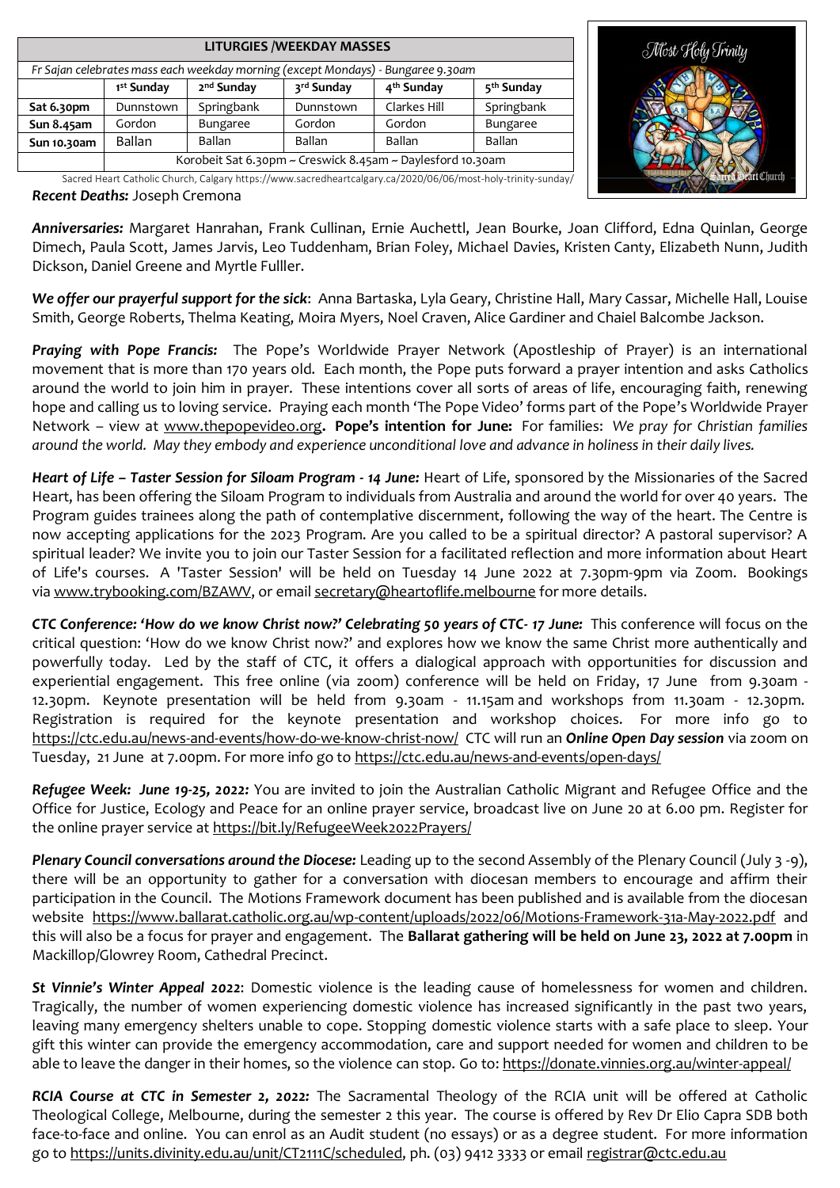| LITURGIES /WEEKDAY MASSES | | | | | |
|---|---|---|---|---|---|
| *Fr Sajan celebrates mass each weekday morning (except Mondays) - Bungaree 9.30am* | | | | | |
| | 1st Sunday | 2nd Sunday | 3rd Sunday | 4th Sunday | 5th Sunday |
| **Sat 6.30pm** | Dunnstown | Springbank | Dunnstown | Clarkes Hill | Springbank |
| **Sun 8.45am** | Gordon | Bungaree | Gordon | Gordon | Bungaree |
| **Sun 10.30am** | Ballan | Ballan | Ballan | Ballan | Ballan |
| | Korobeit Sat 6.30pm ~ Creswick 8.45am ~ Daylesford 10.30am | | | | |

Sacred Heart Catholic Church, Calgary https://www.sacredheartcalgary.ca/2020/06/06/most-holy-trinity-sunday/

***Recent Deaths:*** Joseph Cremona

***Anniversaries:*** Margaret Hanrahan, Frank Cullinan, Ernie Auchettl, Jean Bourke, Joan Clifford, Edna Quinlan, George Dimech, Paula Scott, James Jarvis, Leo Tuddenham, Brian Foley, Michael Davies, Kristen Canty, Elizabeth Nunn, Judith Dickson, Daniel Greene and Myrtle Fulller.

***We offer our prayerful support for the sick***: Anna Bartaska, Lyla Geary, Christine Hall, Mary Cassar, Michelle Hall, Louise Smith, George Roberts, Thelma Keating, Moira Myers, Noel Craven, Alice Gardiner and Chaiel Balcombe Jackson.

***Praying with Pope Francis:*** The Pope's Worldwide Prayer Network (Apostleship of Prayer) is an international movement that is more than 170 years old. Each month, the Pope puts forward a prayer intention and asks Catholics around the world to join him in prayer. These intentions cover all sorts of areas of life, encouraging faith, renewing hope and calling us to loving service. Praying each month 'The Pope Video' forms part of the Pope's Worldwide Prayer Network – view at www.thepopevideo.org. **Pope's intention for June:** For families: *We pray for Christian families around the world. May they embody and experience unconditional love and advance in holiness in their daily lives.*

***Heart of Life – Taster Session for Siloam Program - 14 June:*** Heart of Life, sponsored by the Missionaries of the Sacred Heart, has been offering the Siloam Program to individuals from Australia and around the world for over 40 years. The Program guides trainees along the path of contemplative discernment, following the way of the heart. The Centre is now accepting applications for the 2023 Program. Are you called to be a spiritual director? A pastoral supervisor? A spiritual leader? We invite you to join our Taster Session for a facilitated reflection and more information about Heart of Life's courses. A 'Taster Session' will be held on Tuesday 14 June 2022 at 7.30pm-9pm via Zoom. Bookings via www.trybooking.com/BZAWV, or email secretary@heartoflife.melbourne for more details.

***CTC Conference: 'How do we know Christ now?' Celebrating 50 years of CTC- 17 June:*** This conference will focus on the critical question: 'How do we know Christ now?' and explores how we know the same Christ more authentically and powerfully today. Led by the staff of CTC, it offers a dialogical approach with opportunities for discussion and experiential engagement. This free online (via zoom) conference will be held on Friday, 17 June from 9.30am - 12.30pm. Keynote presentation will be held from 9.30am - 11.15am and workshops from 11.30am - 12.30pm. Registration is required for the keynote presentation and workshop choices. For more info go to https://ctc.edu.au/news-and-events/how-do-we-know-christ-now/ CTC will run an ***Online Open Day session*** via zoom on Tuesday, 21 June at 7.00pm. For more info go to https://ctc.edu.au/news-and-events/open-days/

***Refugee Week: June 19-25, 2022:*** You are invited to join the Australian Catholic Migrant and Refugee Office and the Office for Justice, Ecology and Peace for an online prayer service, broadcast live on June 20 at 6.00 pm. Register for the online prayer service at https://bit.ly/RefugeeWeek2022Prayers/

***Plenary Council conversations around the Diocese:*** Leading up to the second Assembly of the Plenary Council (July 3 -9), there will be an opportunity to gather for a conversation with diocesan members to encourage and affirm their participation in the Council. The Motions Framework document has been published and is available from the diocesan website https://www.ballarat.catholic.org.au/wp-content/uploads/2022/06/Motions-Framework-31a-May-2022.pdf and this will also be a focus for prayer and engagement. The **Ballarat gathering will be held on June 23, 2022 at 7.00pm** in Mackillop/Glowrey Room, Cathedral Precinct.

***St Vinnie's Winter Appeal 2022***: Domestic violence is the leading cause of homelessness for women and children. Tragically, the number of women experiencing domestic violence has increased significantly in the past two years, leaving many emergency shelters unable to cope. Stopping domestic violence starts with a safe place to sleep. Your gift this winter can provide the emergency accommodation, care and support needed for women and children to be able to leave the danger in their homes, so the violence can stop. Go to: https://donate.vinnies.org.au/winter-appeal/

***RCIA Course at CTC in Semester 2, 2022:*** The Sacramental Theology of the RCIA unit will be offered at Catholic Theological College, Melbourne, during the semester 2 this year. The course is offered by Rev Dr Elio Capra SDB both face-to-face and online. You can enrol as an Audit student (no essays) or as a degree student. For more information go to https://units.divinity.edu.au/unit/CT2111C/scheduled, ph. (03) 9412 3333 or email registrar@ctc.edu.au